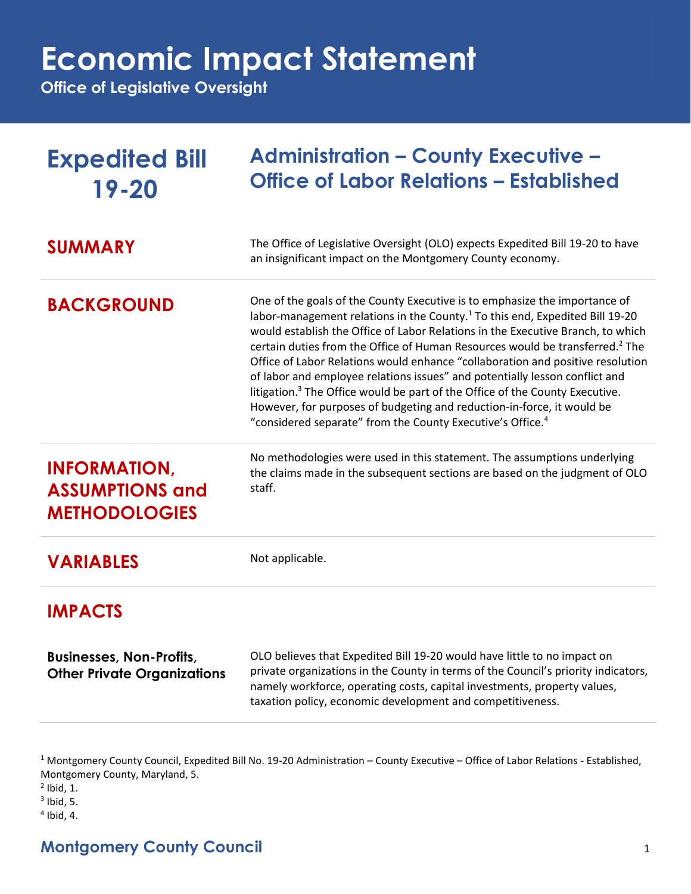# Economic Impact Statement

**Office of Legislative Oversight**

## Expedited Bill 19-20

## Administration – County Executive – Office of Labor Relations – Established

### SUMMARY

The Office of Legislative Oversight (OLO) expects Expedited Bill 19-20 to have an insignificant impact on the Montgomery County economy.

### BACKGROUND

One of the goals of the County Executive is to emphasize the importance of labor-management relations in the County.[1] To this end, Expedited Bill 19-20 would establish the Office of Labor Relations in the Executive Branch, to which certain duties from the Office of Human Resources would be transferred.[2] The Office of Labor Relations would enhance "collaboration and positive resolution of labor and employee relations issues" and potentially lesson conflict and litigation.[3] The Office would be part of the Office of the County Executive. However, for purposes of budgeting and reduction-in-force, it would be "considered separate" from the County Executive's Office.[4]

### INFORMATION, ASSUMPTIONS and METHODOLOGIES

No methodologies were used in this statement. The assumptions underlying the claims made in the subsequent sections are based on the judgment of OLO staff.

### VARIABLES

Not applicable.

### IMPACTS

**Businesses, Non-Profits, Other Private Organizations**

OLO believes that Expedited Bill 19-20 would have little to no impact on private organizations in the County in terms of the Council's priority indicators, namely workforce, operating costs, capital investments, property values, taxation policy, economic development and competitiveness.

---

[1] Montgomery County Council, Expedited Bill No. 19-20 Administration – County Executive – Office of Labor Relations - Established, Montgomery County, Maryland, 5.

[2] Ibid, 1.

[3] Ibid, 5.

[4] Ibid, 4.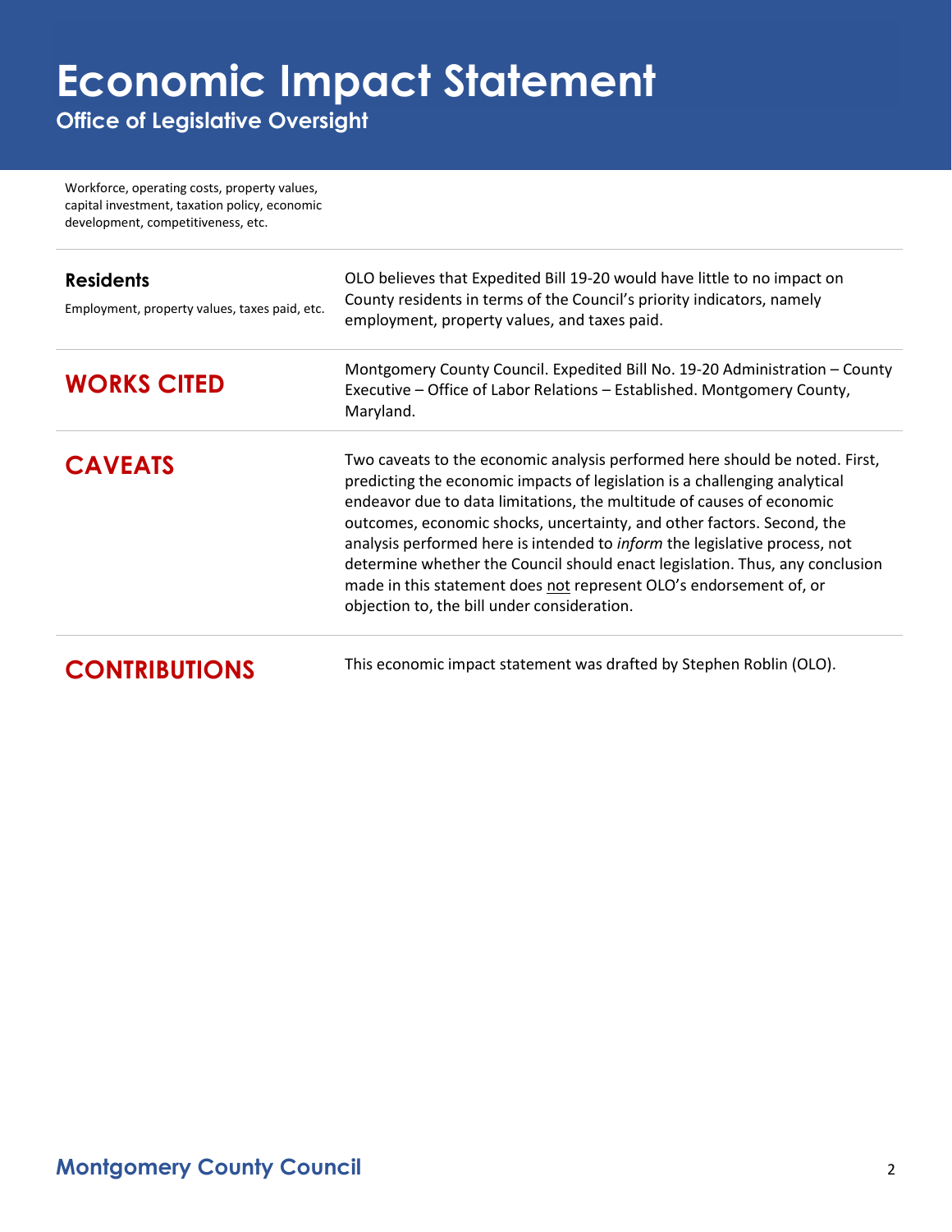# Economic Impact Statement

**Office of Legislative Oversight**

Workforce, operating costs, property values, capital investment, taxation policy, economic development, competitiveness, etc.

| | |
|---|---|
| **Residents**<br>Employment, property values, taxes paid, etc. | OLO believes that Expedited Bill 19-20 would have little to no impact on County residents in terms of the Council's priority indicators, namely employment, property values, and taxes paid. |

## WORKS CITED

Montgomery County Council. Expedited Bill No. 19-20 Administration – County Executive – Office of Labor Relations – Established. Montgomery County, Maryland.

## CAVEATS

Two caveats to the economic analysis performed here should be noted. First, predicting the economic impacts of legislation is a challenging analytical endeavor due to data limitations, the multitude of causes of economic outcomes, economic shocks, uncertainty, and other factors. Second, the analysis performed here is intended to *inform* the legislative process, not determine whether the Council should enact legislation. Thus, any conclusion made in this statement does <u>not</u> represent OLO's endorsement of, or objection to, the bill under consideration.

## CONTRIBUTIONS

This economic impact statement was drafted by Stephen Roblin (OLO).